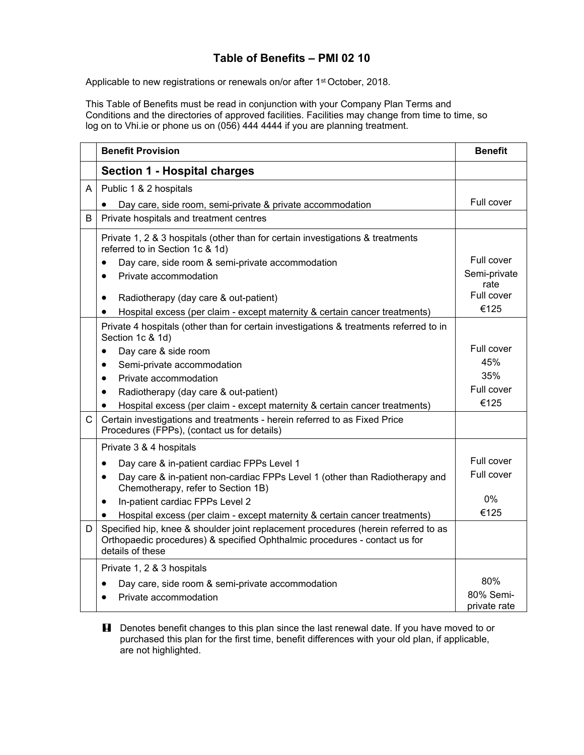# Table of Benefits – PMI 02 10

Applicable to new registrations or renewals on/or after 1st October, 2018.

This Table of Benefits must be read in conjunction with your Company Plan Terms and Conditions and the directories of approved facilities. Facilities may change from time to time, so log on to Vhi.ie or phone us on (056) 444 4444 if you are planning treatment.

| | Benefit Provision | Benefit |
|---|---|---|
| | **Section 1 - Hospital charges** | |
| A | Public 1 & 2 hospitals | |
| | • Day care, side room, semi-private & private accommodation | Full cover |
| B | Private hospitals and treatment centres | |
| | Private 1, 2 & 3 hospitals (other than for certain investigations & treatments referred to in Section 1c & 1d) | |
| | • Day care, side room & semi-private accommodation | Full cover |
| | • Private accommodation | Semi-private rate |
| | • Radiotherapy (day care & out-patient) | Full cover |
| | • Hospital excess (per claim - except maternity & certain cancer treatments) | €125 |
| | Private 4 hospitals (other than for certain investigations & treatments referred to in Section 1c & 1d) | |
| | • Day care & side room | Full cover |
| | • Semi-private accommodation | 45% |
| | • Private accommodation | 35% |
| | • Radiotherapy (day care & out-patient) | Full cover |
| | • Hospital excess (per claim - except maternity & certain cancer treatments) | €125 |
| C | Certain investigations and treatments - herein referred to as Fixed Price Procedures (FPPs), (contact us for details) | |
| | Private 3 & 4 hospitals | |
| | • Day care & in-patient cardiac FPPs Level 1 | Full cover |
| | • Day care & in-patient non-cardiac FPPs Level 1 (other than Radiotherapy and Chemotherapy, refer to Section 1B) | Full cover |
| | • In-patient cardiac FPPs Level 2 | 0% |
| | • Hospital excess (per claim - except maternity & certain cancer treatments) | €125 |
| D | Specified hip, knee & shoulder joint replacement procedures (herein referred to as Orthopaedic procedures) & specified Ophthalmic procedures - contact us for details of these | |
| | Private 1, 2 & 3 hospitals | |
| | • Day care, side room & semi-private accommodation | 80% |
| | • Private accommodation | 80% Semi-private rate |

**!** Denotes benefit changes to this plan since the last renewal date. If you have moved to or purchased this plan for the first time, benefit differences with your old plan, if applicable, are not highlighted.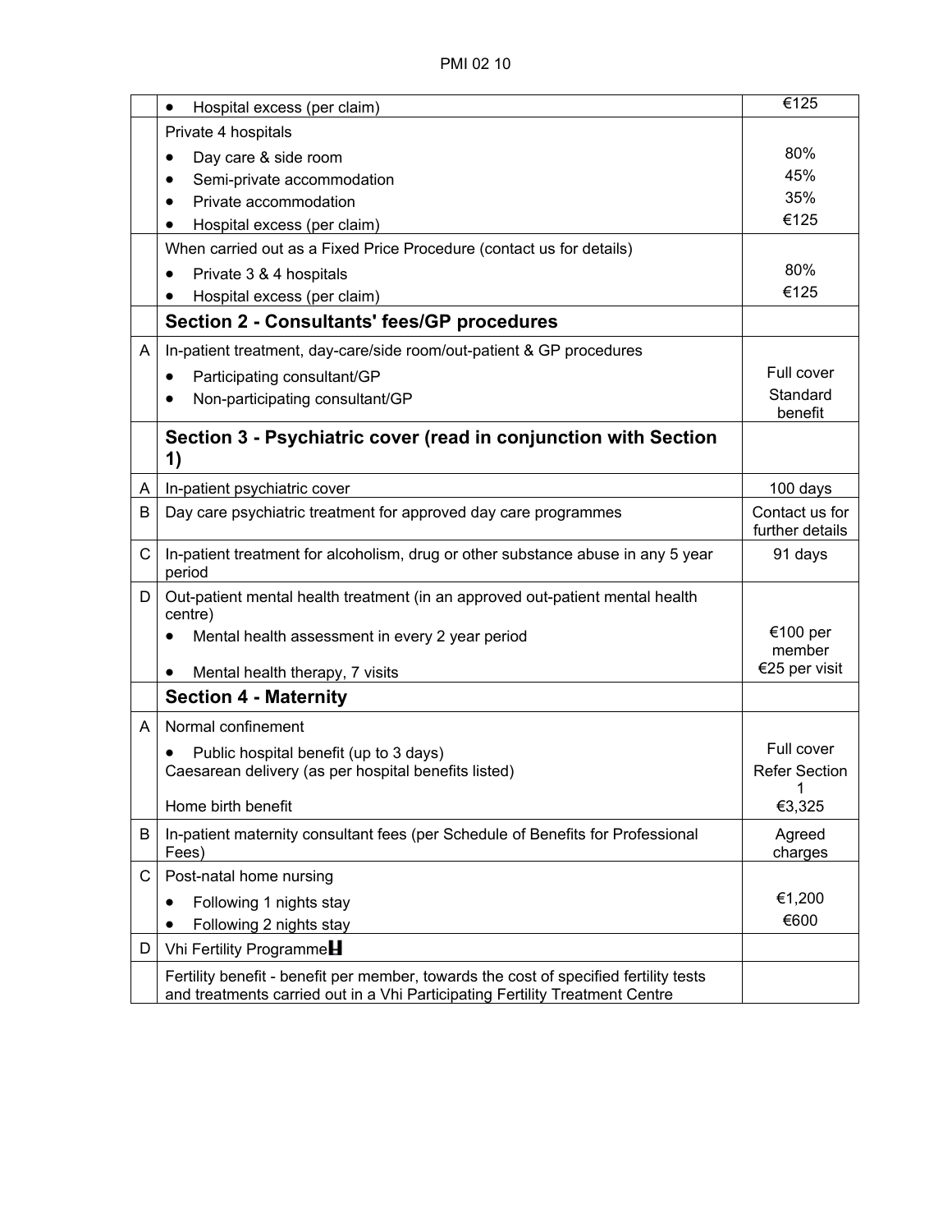| | | |
|---|---|---|
| | • Hospital excess (per claim) | €125 |
| | Private 4 hospitals<br>• Day care & side room<br>• Semi-private accommodation<br>• Private accommodation<br>• Hospital excess (per claim) | <br>80%<br>45%<br>35%<br>€125 |
| | When carried out as a Fixed Price Procedure (contact us for details)<br>• Private 3 & 4 hospitals<br>• Hospital excess (per claim) | <br>80%<br>€125 |
| | **Section 2 - Consultants' fees/GP procedures** | |
| A | In-patient treatment, day-care/side room/out-patient & GP procedures<br>• Participating consultant/GP<br>• Non-participating consultant/GP | <br>Full cover<br>Standard benefit |
| | **Section 3 - Psychiatric cover (read in conjunction with Section 1)** | |
| A | In-patient psychiatric cover | 100 days |
| B | Day care psychiatric treatment for approved day care programmes | Contact us for further details |
| C | In-patient treatment for alcoholism, drug or other substance abuse in any 5 year period | 91 days |
| D | Out-patient mental health treatment (in an approved out-patient mental health centre)<br>• Mental health assessment in every 2 year period<br>• Mental health therapy, 7 visits | <br>€100 per member<br>€25 per visit |
| | **Section 4 - Maternity** | |
| A | Normal confinement<br>• Public hospital benefit (up to 3 days)<br>Caesarean delivery (as per hospital benefits listed)<br>Home birth benefit | <br>Full cover<br>Refer Section 1<br>€3,325 |
| B | In-patient maternity consultant fees (per Schedule of Benefits for Professional Fees) | Agreed charges |
| C | Post-natal home nursing<br>• Following 1 nights stay<br>• Following 2 nights stay | <br>€1,200<br>€600 |
| D | Vhi Fertility Programme | |
| | Fertility benefit - benefit per member, towards the cost of specified fertility tests and treatments carried out in a Vhi Participating Fertility Treatment Centre | |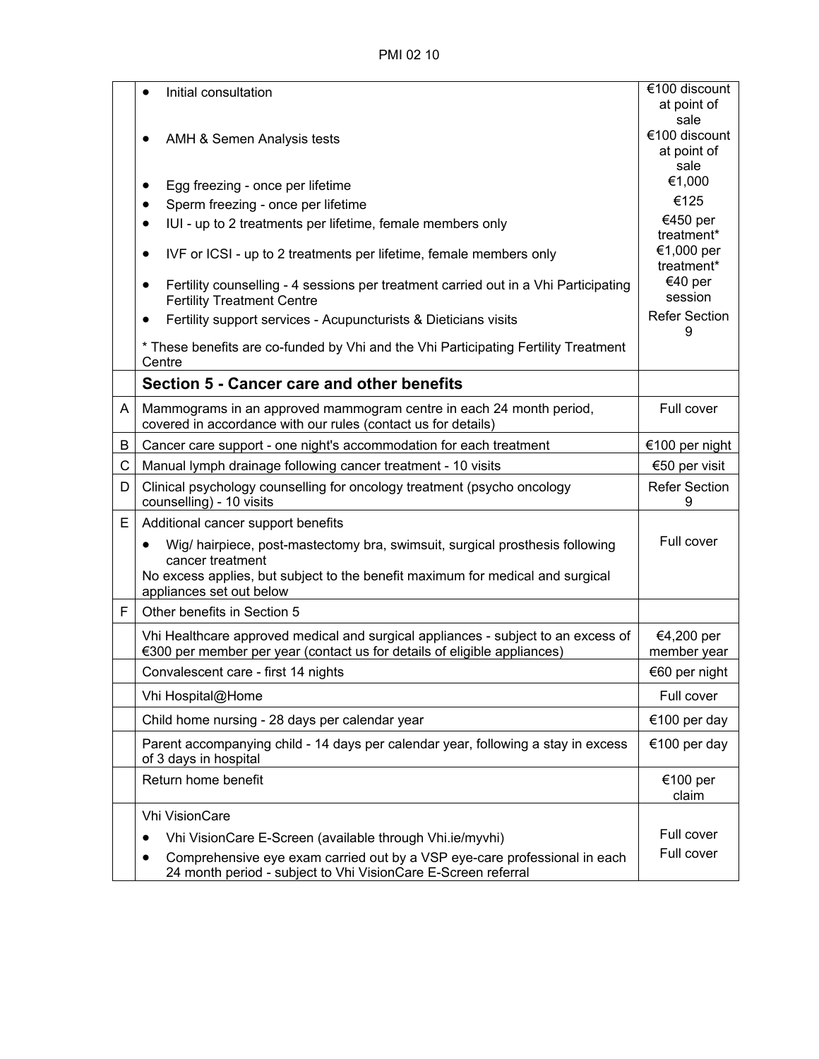| | | |
|---|---|---|
| | • Initial consultation | €100 discount at point of sale |
| | • AMH & Semen Analysis tests | €100 discount at point of sale |
| | • Egg freezing - once per lifetime | €1,000 |
| | • Sperm freezing - once per lifetime | €125 |
| | • IUI - up to 2 treatments per lifetime, female members only | €450 per treatment* |
| | • IVF or ICSI - up to 2 treatments per lifetime, female members only | €1,000 per treatment* |
| | • Fertility counselling - 4 sessions per treatment carried out in a Vhi Participating Fertility Treatment Centre | €40 per session |
| | • Fertility support services - Acupuncturists & Dieticians visits | Refer Section 9 |
| | * These benefits are co-funded by Vhi and the Vhi Participating Fertility Treatment Centre | |
| | **Section 5 - Cancer care and other benefits** | |
| A | Mammograms in an approved mammogram centre in each 24 month period, covered in accordance with our rules (contact us for details) | Full cover |
| B | Cancer care support - one night's accommodation for each treatment | €100 per night |
| C | Manual lymph drainage following cancer treatment - 10 visits | €50 per visit |
| D | Clinical psychology counselling for oncology treatment (psycho oncology counselling) - 10 visits | Refer Section 9 |
| E | Additional cancer support benefits<br>• Wig/ hairpiece, post-mastectomy bra, swimsuit, surgical prosthesis following cancer treatment<br>No excess applies, but subject to the benefit maximum for medical and surgical appliances set out below | Full cover |
| F | Other benefits in Section 5 | |
| | Vhi Healthcare approved medical and surgical appliances - subject to an excess of €300 per member per year (contact us for details of eligible appliances) | €4,200 per member year |
| | Convalescent care - first 14 nights | €60 per night |
| | Vhi Hospital@Home | Full cover |
| | Child home nursing - 28 days per calendar year | €100 per day |
| | Parent accompanying child - 14 days per calendar year, following a stay in excess of 3 days in hospital | €100 per day |
| | Return home benefit | €100 per claim |
| | Vhi VisionCare<br>• Vhi VisionCare E-Screen (available through Vhi.ie/myvhi)<br>• Comprehensive eye exam carried out by a VSP eye-care professional in each 24 month period - subject to Vhi VisionCare E-Screen referral | <br>Full cover<br>Full cover |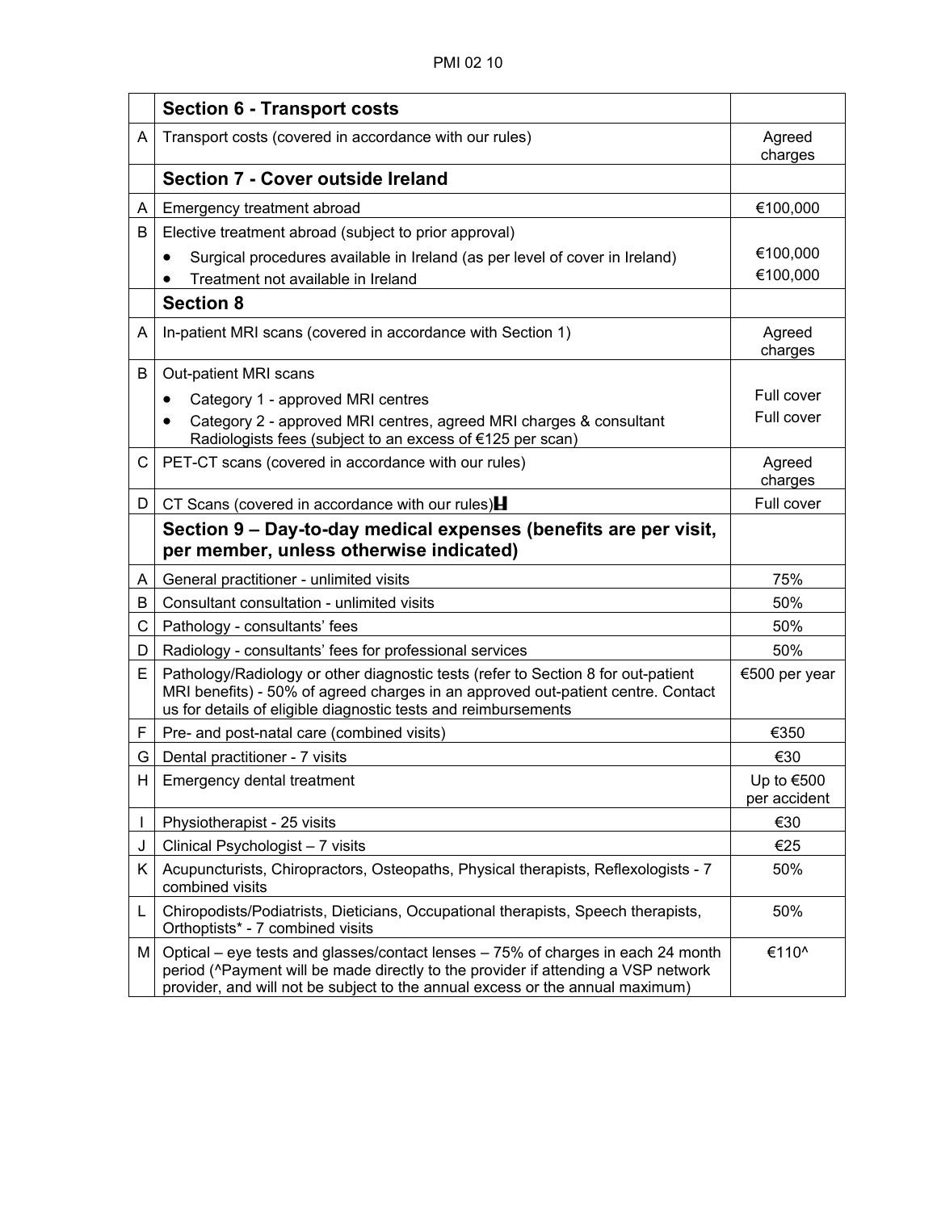| | Section 6 - Transport costs | |
|---|---|---|
| A | Transport costs (covered in accordance with our rules) | Agreed charges |
| | **Section 7 - Cover outside Ireland** | |
| A | Emergency treatment abroad | €100,000 |
| B | Elective treatment abroad (subject to prior approval)<br>• Surgical procedures available in Ireland (as per level of cover in Ireland)<br>• Treatment not available in Ireland | <br>€100,000<br>€100,000 |
| | **Section 8** | |
| A | In-patient MRI scans (covered in accordance with Section 1) | Agreed charges |
| B | Out-patient MRI scans<br>• Category 1 - approved MRI centres<br>• Category 2 - approved MRI centres, agreed MRI charges & consultant Radiologists fees (subject to an excess of €125 per scan) | <br>Full cover<br>Full cover |
| C | PET-CT scans (covered in accordance with our rules) | Agreed charges |
| D | CT Scans (covered in accordance with our rules) | Full cover |
| | **Section 9 – Day-to-day medical expenses (benefits are per visit, per member, unless otherwise indicated)** | |
| A | General practitioner - unlimited visits | 75% |
| B | Consultant consultation - unlimited visits | 50% |
| C | Pathology - consultants' fees | 50% |
| D | Radiology - consultants' fees for professional services | 50% |
| E | Pathology/Radiology or other diagnostic tests (refer to Section 8 for out-patient MRI benefits) - 50% of agreed charges in an approved out-patient centre. Contact us for details of eligible diagnostic tests and reimbursements | €500 per year |
| F | Pre- and post-natal care (combined visits) | €350 |
| G | Dental practitioner - 7 visits | €30 |
| H | Emergency dental treatment | Up to €500 per accident |
| I | Physiotherapist - 25 visits | €30 |
| J | Clinical Psychologist – 7 visits | €25 |
| K | Acupuncturists, Chiropractors, Osteopaths, Physical therapists, Reflexologists - 7 combined visits | 50% |
| L | Chiropodists/Podiatrists, Dieticians, Occupational therapists, Speech therapists, Orthoptists* - 7 combined visits | 50% |
| M | Optical – eye tests and glasses/contact lenses – 75% of charges in each 24 month period (^Payment will be made directly to the provider if attending a VSP network provider, and will not be subject to the annual excess or the annual maximum) | €110^ |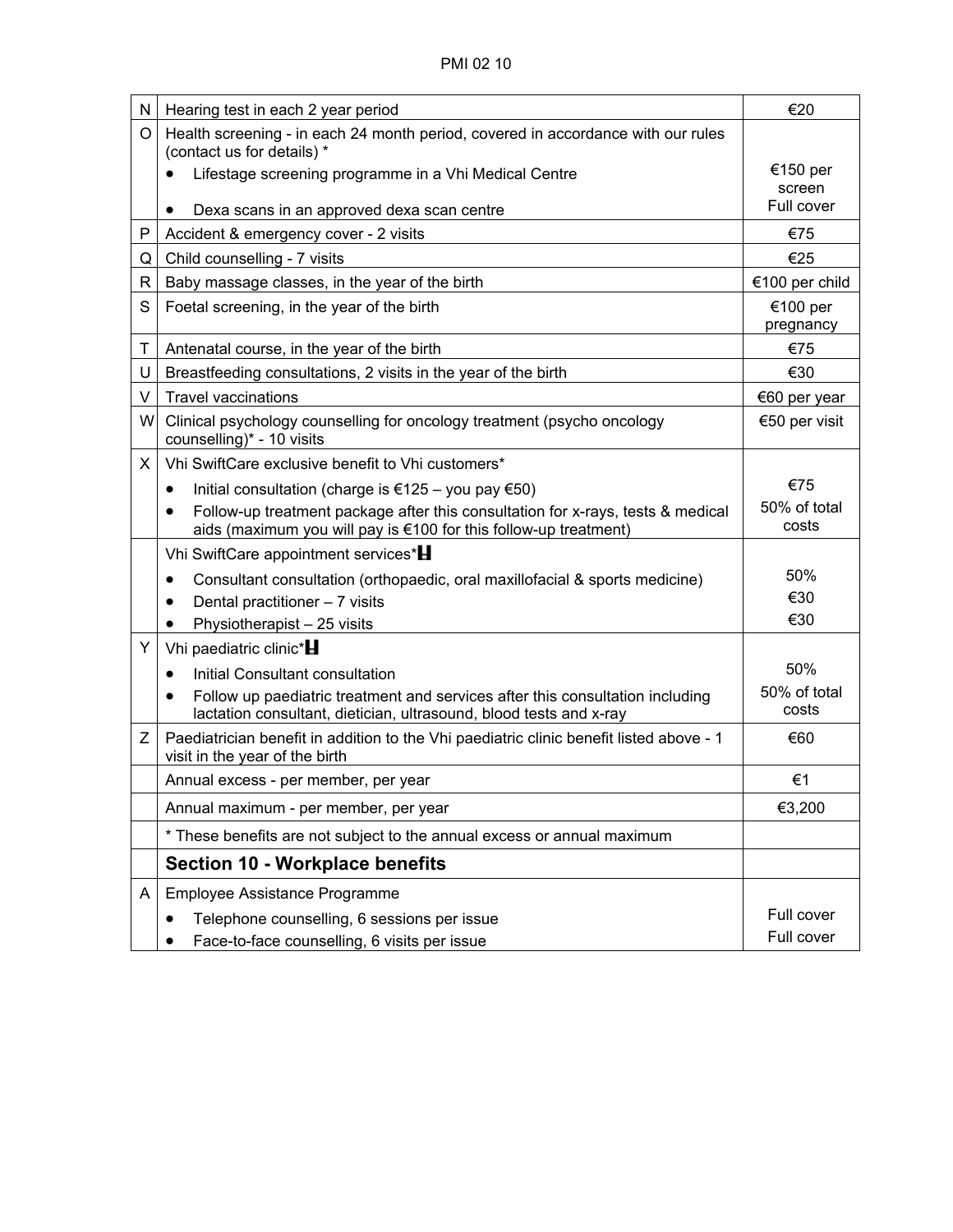| | | |
|---|---|---|
| N | Hearing test in each 2 year period | €20 |
| O | Health screening - in each 24 month period, covered in accordance with our rules (contact us for details) *<br>• Lifestage screening programme in a Vhi Medical Centre<br>• Dexa scans in an approved dexa scan centre | €150 per screen<br>Full cover |
| P | Accident & emergency cover - 2 visits | €75 |
| Q | Child counselling - 7 visits | €25 |
| R | Baby massage classes, in the year of the birth | €100 per child |
| S | Foetal screening, in the year of the birth | €100 per pregnancy |
| T | Antenatal course, in the year of the birth | €75 |
| U | Breastfeeding consultations, 2 visits in the year of the birth | €30 |
| V | Travel vaccinations | €60 per year |
| W | Clinical psychology counselling for oncology treatment (psycho oncology counselling)* - 10 visits | €50 per visit |
| X | Vhi SwiftCare exclusive benefit to Vhi customers*<br>• Initial consultation (charge is €125 – you pay €50)<br>• Follow-up treatment package after this consultation for x-rays, tests & medical aids (maximum you will pay is €100 for this follow-up treatment) | €75<br>50% of total costs |
| | Vhi SwiftCare appointment services*H<br>• Consultant consultation (orthopaedic, oral maxillofacial & sports medicine)<br>• Dental practitioner – 7 visits<br>• Physiotherapist – 25 visits | 50%<br>€30<br>€30 |
| Y | Vhi paediatric clinic*H<br>• Initial Consultant consultation<br>• Follow up paediatric treatment and services after this consultation including lactation consultant, dietician, ultrasound, blood tests and x-ray | 50%<br>50% of total costs |
| Z | Paediatrician benefit in addition to the Vhi paediatric clinic benefit listed above - 1 visit in the year of the birth | €60 |
| | Annual excess - per member, per year | €1 |
| | Annual maximum - per member, per year | €3,200 |
| | * These benefits are not subject to the annual excess or annual maximum | |
| | **Section 10 - Workplace benefits** | |
| A | Employee Assistance Programme<br>• Telephone counselling, 6 sessions per issue<br>• Face-to-face counselling, 6 visits per issue | Full cover<br>Full cover |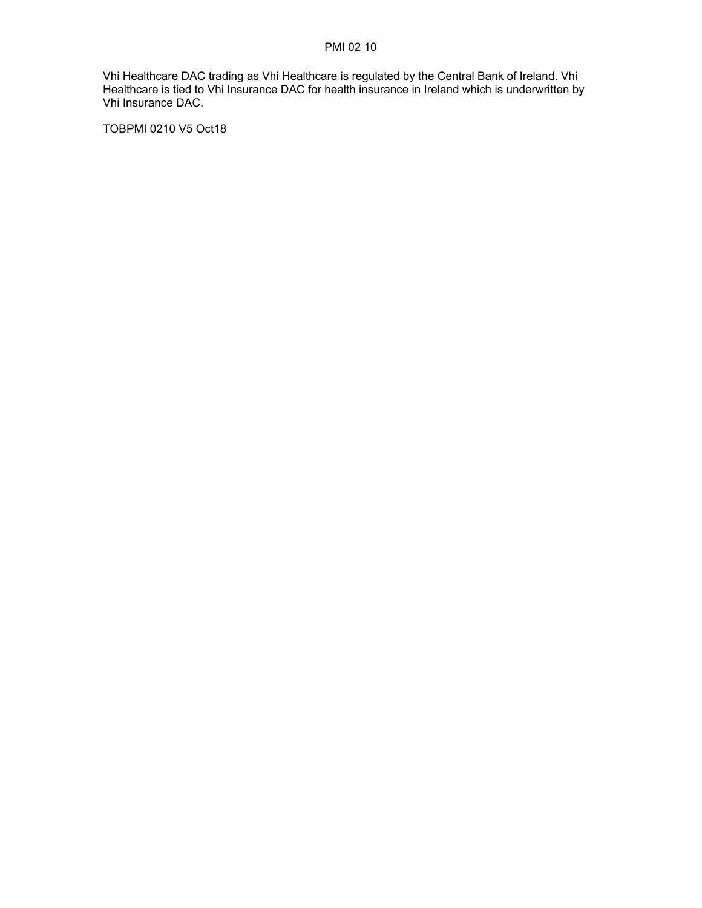Vhi Healthcare DAC trading as Vhi Healthcare is regulated by the Central Bank of Ireland. Vhi Healthcare is tied to Vhi Insurance DAC for health insurance in Ireland which is underwritten by Vhi Insurance DAC.

TOBPMI 0210 V5 Oct18